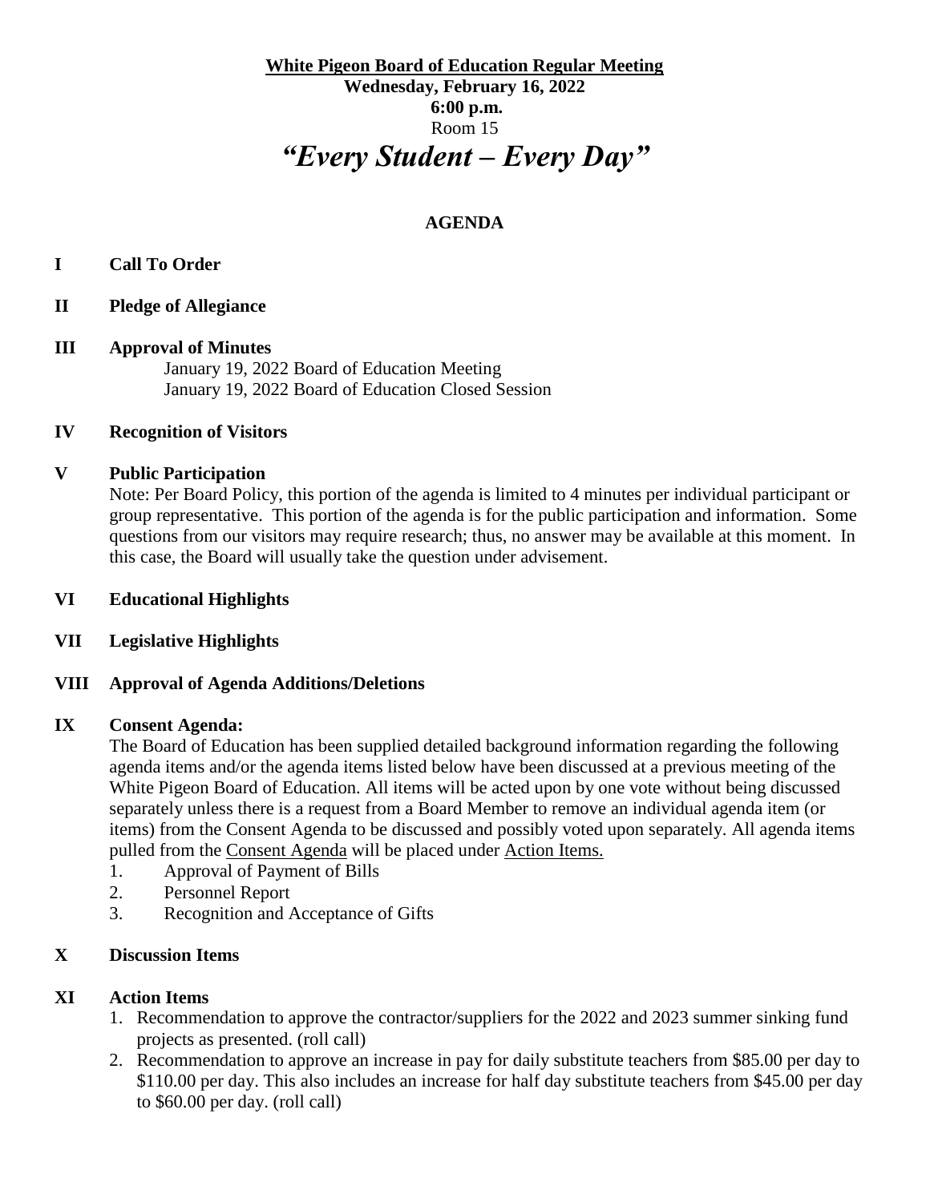**White Pigeon Board of Education Regular Meeting**
**Wednesday, February 16, 2022**
**6:00 p.m.**
Room 15

# *"Every Student – Every Day"*

## AGENDA

**I Call To Order**

**II Pledge of Allegiance**

**III Approval of Minutes**

January 19, 2022 Board of Education Meeting
January 19, 2022 Board of Education Closed Session

**IV Recognition of Visitors**

**V Public Participation**

Note: Per Board Policy, this portion of the agenda is limited to 4 minutes per individual participant or group representative. This portion of the agenda is for the public participation and information. Some questions from our visitors may require research; thus, no answer may be available at this moment. In this case, the Board will usually take the question under advisement.

**VI Educational Highlights**

**VII Legislative Highlights**

**VIII Approval of Agenda Additions/Deletions**

**IX Consent Agenda:**

The Board of Education has been supplied detailed background information regarding the following agenda items and/or the agenda items listed below have been discussed at a previous meeting of the White Pigeon Board of Education. All items will be acted upon by one vote without being discussed separately unless there is a request from a Board Member to remove an individual agenda item (or items) from the Consent Agenda to be discussed and possibly voted upon separately. All agenda items pulled from the Consent Agenda will be placed under Action Items.

1. Approval of Payment of Bills
2. Personnel Report
3. Recognition and Acceptance of Gifts

**X Discussion Items**

**XI Action Items**

1. Recommendation to approve the contractor/suppliers for the 2022 and 2023 summer sinking fund projects as presented. (roll call)
2. Recommendation to approve an increase in pay for daily substitute teachers from $85.00 per day to $110.00 per day. This also includes an increase for half day substitute teachers from $45.00 per day to $60.00 per day. (roll call)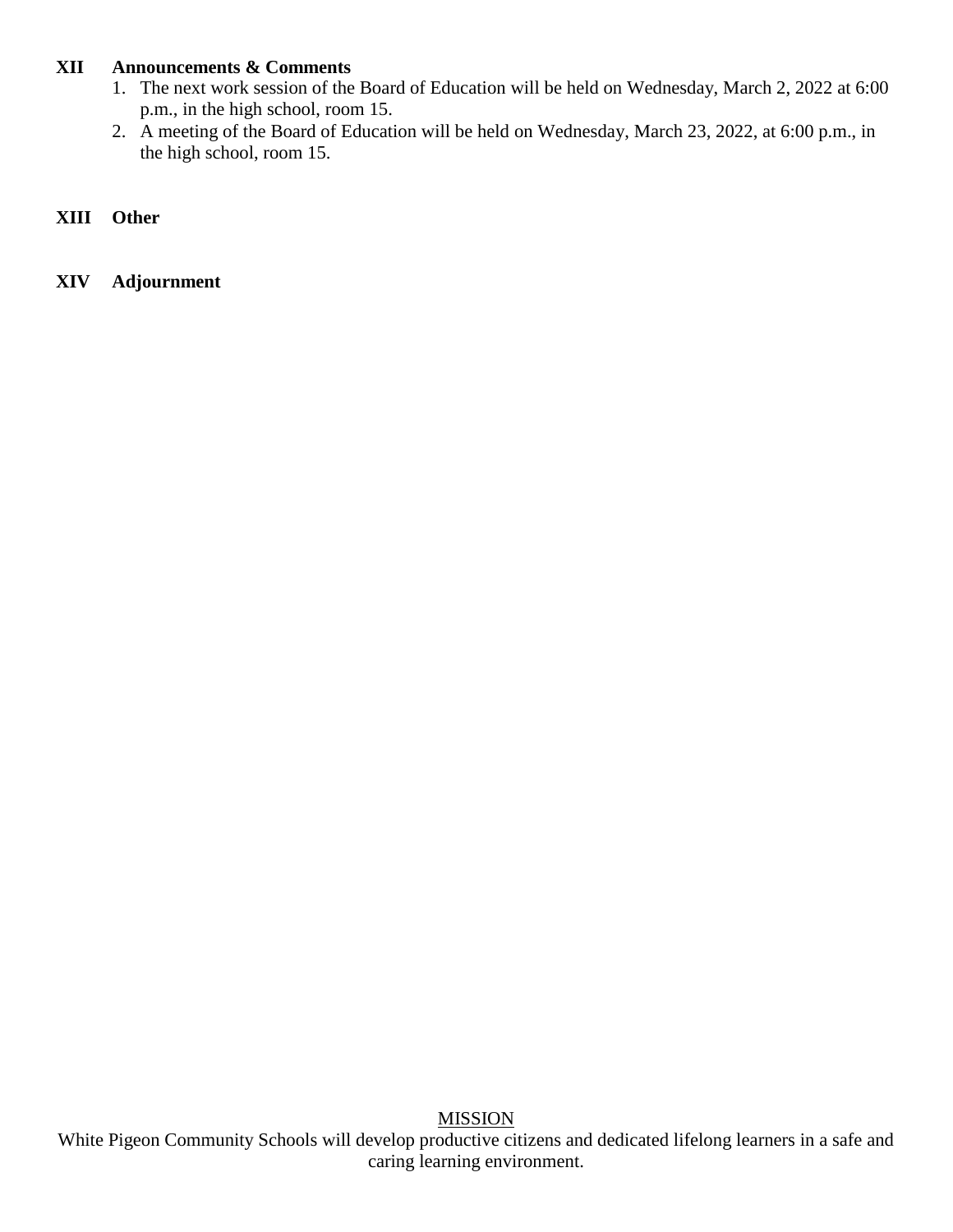**XII Announcements & Comments**

1. The next work session of the Board of Education will be held on Wednesday, March 2, 2022 at 6:00 p.m., in the high school, room 15.
2. A meeting of the Board of Education will be held on Wednesday, March 23, 2022, at 6:00 p.m., in the high school, room 15.

**XIII Other**

**XIV Adjournment**

MISSION

White Pigeon Community Schools will develop productive citizens and dedicated lifelong learners in a safe and caring learning environment.